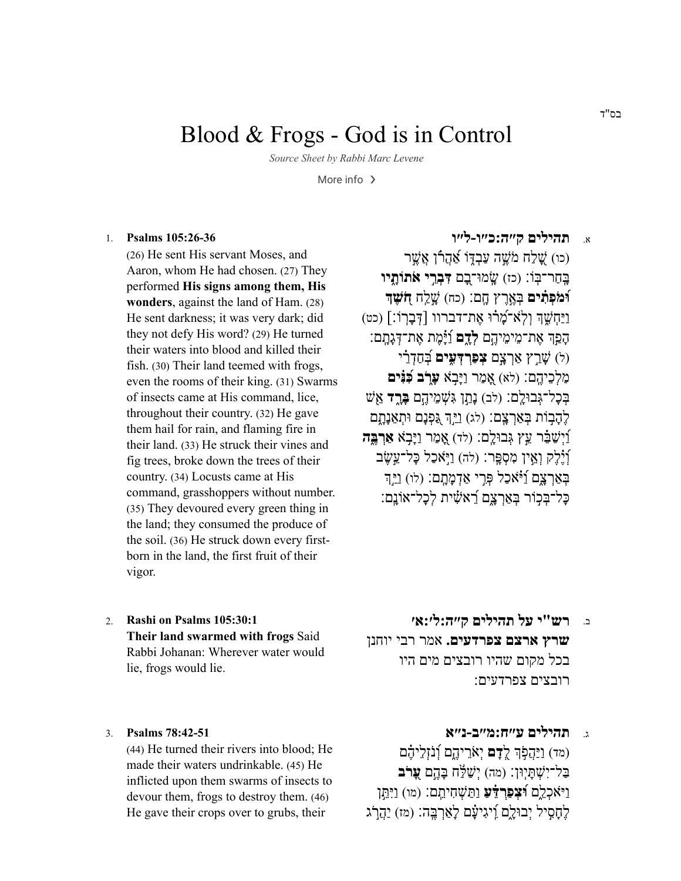בס"ד

# Blood & Frogs - God is in Control

*Source Sheet by Rabbi Marc Levene*

More info ›

1. **Psalms 105:26-36**

(26) He sent His servant Moses, and Aaron, whom He had chosen. (27) They performed **His signs among them, His wonders**, against the land of Ham. (28) He sent darkness; it was very dark; did they not defy His word? (29) He turned their waters into blood and killed their fish. (30) Their land teemed with frogs, even the rooms of their king. (31) Swarms of insects came at His command, lice, throughout their country. (32) He gave them hail for rain, and flaming fire in their land. (33) He struck their vines and fig trees, broke down the trees of their country. (34) Locusts came at His command, grasshoppers without number. (35) They devoured every green thing in the land; they consumed the produce of the soil. (36) He struck down every first-born in the land, the first fruit of their vigor.

א. **תהילים ק״ה:כ״ו-ל״ו**

(כו) שָׁלַח מֹשֶׁה עַבְדּוֹ אַהֲרֹן אֲשֶׁר בָּֽחַר־בּֽוֹ׃ (כז) שָֽׂמוּ־בָם **דִּבְרֵי אֹתוֹתָיו וּמֹפְתִים** בְּאֶרֶץ חָֽם׃ (כח) שָׁלַח **חֹשֶׁךְ** וַיַּחְשִׁךְ וְלֹֽא־מָרוּ אֶת־דברוו [דְּבָרֽוֹ׃] (כט) הָפַךְ אֶת־מֵימֵיהֶם **לְדָם** וַיָּמֶת אֶת־דְּגָתָֽם׃ (ל) שָׁרַץ אַרְצָם **צְפַרְדְּעִים** בְּחַדְרֵי מַלְכֵיהֶֽם׃ (לא) אָמַר וַיָּבֹא **עָרֹב כִּנִּים** בְּכָל־גְּבוּלָֽם׃ (לב) נָתַן גִּשְׁמֵיהֶם **בָּרָד** אֵשׁ לֶהָבוֹת בְּאַרְצָֽם׃ (לג) וַיַּךְ גַּפְנָם וּתְאֵנָתָם וַיְשַׁבֵּר עֵץ גְּבוּלָֽם׃ (לד) אָמַר וַיָּבֹא **אַרְבֶּה** וְיֶלֶק וְאֵין מִסְפָּֽר׃ (לה) וַיֹּאכַל כָּל־עֵשֶׂב בְּאַרְצָם וַיֹּאכַל פְּרִי אַדְמָתָֽם׃ (לו) וַיַּךְ כָּל־בְּכוֹר בְּאַרְצָם רֵאשִׁית לְכָל־אוֹנָֽם׃

2. **Rashi on Psalms 105:30:1**

**Their land swarmed with frogs** Said Rabbi Johanan: Wherever water would lie, frogs would lie.

ב. **רש"י על תהילים ק״ה:ל׳:א׳**

**שרץ ארצם צפרדעים.** אמר רבי יוחנן בכל מקום שהיו רובצים מים היו רובצים צפרדעים:

3. **Psalms 78:42-51**

(44) He turned their rivers into blood; He made their waters undrinkable. (45) He inflicted upon them swarms of insects to devour them, frogs to destroy them. (46) He gave their crops over to grubs, their

ג. **תהילים ע״ח:מ״ב-נ״א**

(מד) וַיַּהֲפֹךְ **לְדָם** יְאֹרֵיהֶם וְנֹזְלֵיהֶם בַּל־יִשְׁתָּיֽוּן׃ (מה) יְשַׁלַּח בָּהֶם **עָרֹב** וַיֹּאכְלֵם **וּצְפַרְדֵּעַ** וַתַּשְׁחִיתֵֽם׃ (מו) וַיִּתֵּן לֶחָסִיל יְבוּלָם וִיגִיעָם לָאַרְבֶּֽה׃ (מז) יַהֲרֹג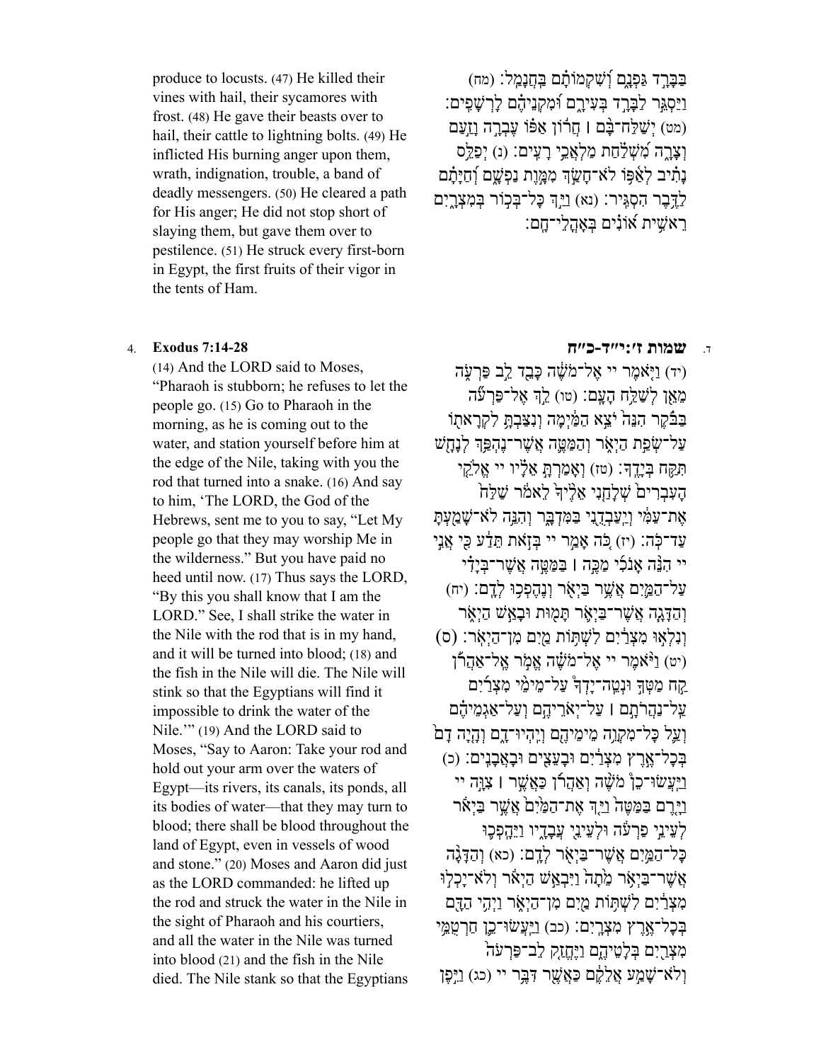produce to locusts. (47) He killed their vines with hail, their sycamores with frost. (48) He gave their beasts over to hail, their cattle to lightning bolts. (49) He inflicted His burning anger upon them, wrath, indignation, trouble, a band of deadly messengers. (50) He cleared a path for His anger; He did not stop short of slaying them, but gave them over to pestilence. (51) He struck every first-born in Egypt, the first fruits of their vigor in the tents of Ham.

בַּבָּרָד גַּפְנָם וְשִׁקְמוֹתָם בַּחֲנָמַל׃ (מח) וַיַּסְגֵּר לַבָּרָד בְּעִירָם וּמִקְנֵיהֶם לָרְשָׁפִים׃ (מט) יְשַׁלַּח־בָּם ׀ חֲרוֹן אַפּוֹ עֶבְרָה וָזַעַם וְצָרָה מִשְׁלַחַת מַלְאֲכֵי רָעִים׃ (נ) יְפַלֵּס נָתִיב לְאַפּוֹ לֹא־חָשַׂךְ מִמָּוֶת נַפְשָׁם וְחַיָּתָם לַדֶּבֶר הִסְגִּיר׃ (נא) וַיַּךְ כָּל־בְּכוֹר בְּמִצְרָיִם רֵאשִׁית אוֹנִים בְּאָהֳלֵי־חָם׃

## 4. Exodus 7:14-28

(14) And the LORD said to Moses, "Pharaoh is stubborn; he refuses to let the people go. (15) Go to Pharaoh in the morning, as he is coming out to the water, and station yourself before him at the edge of the Nile, taking with you the rod that turned into a snake. (16) And say to him, 'The LORD, the God of the Hebrews, sent me to you to say, "Let My people go that they may worship Me in the wilderness." But you have paid no heed until now. (17) Thus says the LORD, "By this you shall know that I am the LORD." See, I shall strike the water in the Nile with the rod that is in my hand, and it will be turned into blood; (18) and the fish in the Nile will die. The Nile will stink so that the Egyptians will find it impossible to drink the water of the Nile.'" (19) And the LORD said to Moses, "Say to Aaron: Take your rod and hold out your arm over the waters of Egypt—its rivers, its canals, its ponds, all its bodies of water—that they may turn to blood; there shall be blood throughout the land of Egypt, even in vessels of wood and stone." (20) Moses and Aaron did just as the LORD commanded: he lifted up the rod and struck the water in the Nile in the sight of Pharaoh and his courtiers, and all the water in the Nile was turned into blood (21) and the fish in the Nile died. The Nile stank so that the Egyptians

## ד. שמות ז׳:י״ד-כ״ח

(יד) וַיֹּאמֶר יי אֶל־מֹשֶׁה כָּבֵד לֵב פַּרְעֹה מֵאֵן לְשַׁלַּח הָעָם׃ (טו) לֵךְ אֶל־פַּרְעֹה בַּבֹּקֶר הִנֵּה יֹצֵא הַמַּיְמָה וְנִצַּבְתָּ לִקְרָאתוֹ עַל־שְׂפַת הַיְאֹר וְהַמַּטֶּה אֲשֶׁר־נֶהְפַּךְ לְנָחָשׁ תִּקַּח בְּיָדֶךָ׃ (טז) וְאָמַרְתָּ אֵלָיו יי אֱלֹהֵי הָעִבְרִים שְׁלָחַנִי אֵלֶיךָ לֵאמֹר שַׁלַּח אֶת־עַמִּי וְיַעַבְדֻנִי בַּמִּדְבָּר וְהִנֵּה לֹא־שָׁמַעְתָּ עַד־כֹּה׃ (יז) כֹּה אָמַר יי בְּזֹאת תֵּדַע כִּי אֲנִי יי הִנֵּה אָנֹכִי מַכֶּה ׀ בַּמַּטֶּה אֲשֶׁר־בְּיָדִי עַל־הַמַּיִם אֲשֶׁר בַּיְאֹר וְנֶהֶפְכוּ לְדָם׃ (יח) וְהַדָּגָה אֲשֶׁר־בַּיְאֹר תָּמוּת וּבָאַשׁ הַיְאֹר וְנִלְאוּ מִצְרַיִם לִשְׁתּוֹת מַיִם מִן־הַיְאֹר׃ (ס) (יט) וַיֹּאמֶר יי אֶל־מֹשֶׁה אֱמֹר אֶל־אַהֲרֹן קַח מַטְּךָ וּנְטֵה־יָדְךָ עַל־מֵימֵי מִצְרַיִם עַל־נַהֲרֹתָם ׀ עַל־יְאֹרֵיהֶם וְעַל־אַגְמֵיהֶם וְעַל כָּל־מִקְוֵה מֵימֵיהֶם וְיִהְיוּ־דָם וְהָיָה דָם בְּכָל־אֶרֶץ מִצְרַיִם וּבָעֵצִים וּבָאֲבָנִים׃ (כ) וַיַּעֲשׂוּ־כֵן מֹשֶׁה וְאַהֲרֹן כַּאֲשֶׁר ׀ צִוָּה יי וַיָּרֶם בַּמַּטֶּה וַיַּךְ אֶת־הַמַּיִם אֲשֶׁר בַּיְאֹר לְעֵינֵי פַרְעֹה וּלְעֵינֵי עֲבָדָיו וַיֵּהָפְכוּ כָּל־הַמַּיִם אֲשֶׁר־בַּיְאֹר לְדָם׃ (כא) וְהַדָּגָה אֲשֶׁר־בַּיְאֹר מֵתָה וַיִּבְאַשׁ הַיְאֹר וְלֹא־יָכְלוּ מִצְרַיִם לִשְׁתּוֹת מַיִם מִן־הַיְאֹר וַיְהִי הַדָּם בְּכָל־אֶרֶץ מִצְרָיִם׃ (כב) וַיַּעֲשׂוּ־כֵן חַרְטֻמֵּי מִצְרַיִם בְּלָטֵיהֶם וַיֶּחֱזַק לֵב־פַּרְעֹה וְלֹא־שָׁמַע אֲלֵהֶם כַּאֲשֶׁר דִּבֶּר יי (כג) וַיִּפֶן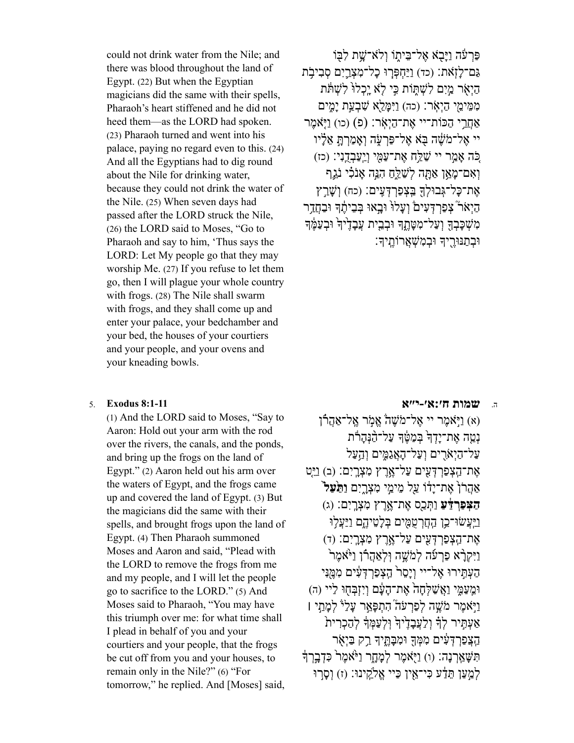פַּרְעֹ֔ה וַיָּבֹ֖א אֶל־בֵּית֑וֹ וְלֹא־שָׁ֥ת לִבּ֖וֹ גַּם־לָזֹֽאת׃ (כד) וַיַּחְפְּר֧וּ כָל־מִצְרַ֛יִם סְבִיבֹ֥ת הַיְאֹ֖ר מַ֣יִם לִשְׁתּ֑וֹת כִּ֣י לֹ֤א יָֽכְלוּ֙ לִשְׁתֹּ֔ת מִמֵּימֵ֖י הַיְאֹֽר׃ (כה) וַיִּמָּלֵ֖א שִׁבְעַ֣ת יָמִ֑ים אַחֲרֵ֥י הַכּוֹת־יי אֶת־הַיְאֹֽר׃ (פ) (כו) וַיֹּ֤אמֶר יי אֶל־מֹשֶׁ֔ה בֹּ֖א אֶל־פַּרְעֹ֑ה וְאָמַרְתָּ֣ אֵלָ֗יו כֹּ֚ה אָמַ֣ר יי שַׁלַּ֥ח אֶת־עַמִּ֖י וְיַֽעַבְדֻֽנִי׃ (כז) וְאִם־מָאֵ֥ן אַתָּ֖ה לְשַׁלֵּ֑חַ הִנֵּ֣ה אָנֹכִ֗י נֹגֵ֛ף אֶת־כָּל־גְּבוּלְךָ֖ בַּֽצְפַרְדְּעִֽים׃ (כח) וְשָׁרַ֣ץ הַיְאֹר֮ צְפַרְדְּעִים֒ וְעָלוּ֙ וּבָ֣אוּ בְּבֵיתֶ֔ךָ וּבַחֲדַ֥ר מִשְׁכָּבְךָ֖ וְעַל־מִטָּתֶ֑ךָ וּבְבֵ֤ית עֲבָדֶ֙יךָ֙ וּבְעַמֶּ֔ךָ וּבְתַנּוּרֶ֖יךָ וּבְמִשְׁאֲרוֹתֶֽיךָ׃

could not drink water from the Nile; and there was blood throughout the land of Egypt. (22) But when the Egyptian magicians did the same with their spells, Pharaoh's heart stiffened and he did not heed them—as the LORD had spoken. (23) Pharaoh turned and went into his palace, paying no regard even to this. (24) And all the Egyptians had to dig round about the Nile for drinking water, because they could not drink the water of the Nile. (25) When seven days had passed after the LORD struck the Nile, (26) the LORD said to Moses, "Go to Pharaoh and say to him, 'Thus says the LORD: Let My people go that they may worship Me. (27) If you refuse to let them go, then I will plague your whole country with frogs. (28) The Nile shall swarm with frogs, and they shall come up and enter your palace, your bedchamber and your bed, the houses of your courtiers and your people, and your ovens and your kneading bowls.

## ה. שמות ח׳:א׳-י״א

(א) וַיֹּ֣אמֶר יי אֶל־מֹשֶׁה֒ אֱמֹ֣ר אֶֽל־אַהֲרֹ֗ן נְטֵ֤ה אֶת־יָֽדְךָ֙ בְּמַטֶּ֔ךָ עַל־הַנְּהָרֹ֕ת עַל־הַיְאֹרִ֖ים וְעַל־הָאֲגַמִּ֑ים וְהַ֥עַל אֶת־הַֽצְפַרְדְּעִ֖ים עַל־אֶ֥רֶץ מִצְרָֽיִם׃ (ב) וַיֵּ֤ט אַהֲרֹן֙ אֶת־יָד֔וֹ עַ֖ל מֵימֵ֣י מִצְרָ֑יִם **וַתַּ֙עַל֙ הַצְּפַרְדֵּ֔עַ** וַתְּכַ֖ס אֶת־אֶ֥רֶץ מִצְרָֽיִם׃ (ג) וַיַּעֲשׂוּ־כֵ֥ן הַחַרְטֻמִּ֖ים בְּלָטֵיהֶ֑ם וַיַּעֲל֥וּ אֶת־הַֽצְפַרְדְּעִ֖ים עַל־אֶ֥רֶץ מִצְרָֽיִם׃ (ד) וַיִּקְרָ֨א פַרְעֹ֜ה לְמֹשֶׁ֣ה וּֽלְאַהֲרֹ֗ן וַיֹּ֙אמֶר֙ הַעְתִּ֣ירוּ אֶל־יי וְיָסֵר֙ הַֽצְפַרְדְּעִ֔ים מִמֶּ֖נִּי וּמֵֽעַמִּ֑י וַאֲשַׁלְּחָה֙ אֶת־הָעָ֔ם וְיִזְבְּח֖וּ לַיי׃ (ה) וַיֹּ֨אמֶר מֹשֶׁ֣ה לְפַרְעֹה֮ הִתְפָּאֵ֣ר עָלַי֒ לְמָתַ֣י ׀ אַעְתִּ֣יר לְךָ֗ וְלַעֲבָדֶ֙יךָ֙ וּֽלְעַמְּךָ֔ לְהַכְרִית֙ הַֽצְפַרְדְּעִ֔ים מִמְּךָ֖ וּמִבָּתֶּ֑יךָ רַ֥ק בַּיְאֹ֖ר תִּשָּׁאַֽרְנָה׃ (ו) וַיֹּ֖אמֶר לְמָחָ֑ר וַיֹּ֙אמֶר֙ כִּדְבָ֣רְךָ֔ לְמַ֣עַן תֵּדַ֔ע כִּי־אֵ֖ין כַּיי אֱלֹהֵֽינוּ׃ (ז) וְסָר֣וּ

## 5. Exodus 8:1-11

(1) And the LORD said to Moses, "Say to Aaron: Hold out your arm with the rod over the rivers, the canals, and the ponds, and bring up the frogs on the land of Egypt." (2) Aaron held out his arm over the waters of Egypt, and the frogs came up and covered the land of Egypt. (3) But the magicians did the same with their spells, and brought frogs upon the land of Egypt. (4) Then Pharaoh summoned Moses and Aaron and said, "Plead with the LORD to remove the frogs from me and my people, and I will let the people go to sacrifice to the LORD." (5) And Moses said to Pharaoh, "You may have this triumph over me: for what time shall I plead in behalf of you and your courtiers and your people, that the frogs be cut off from you and your houses, to remain only in the Nile?" (6) "For tomorrow," he replied. And [Moses] said,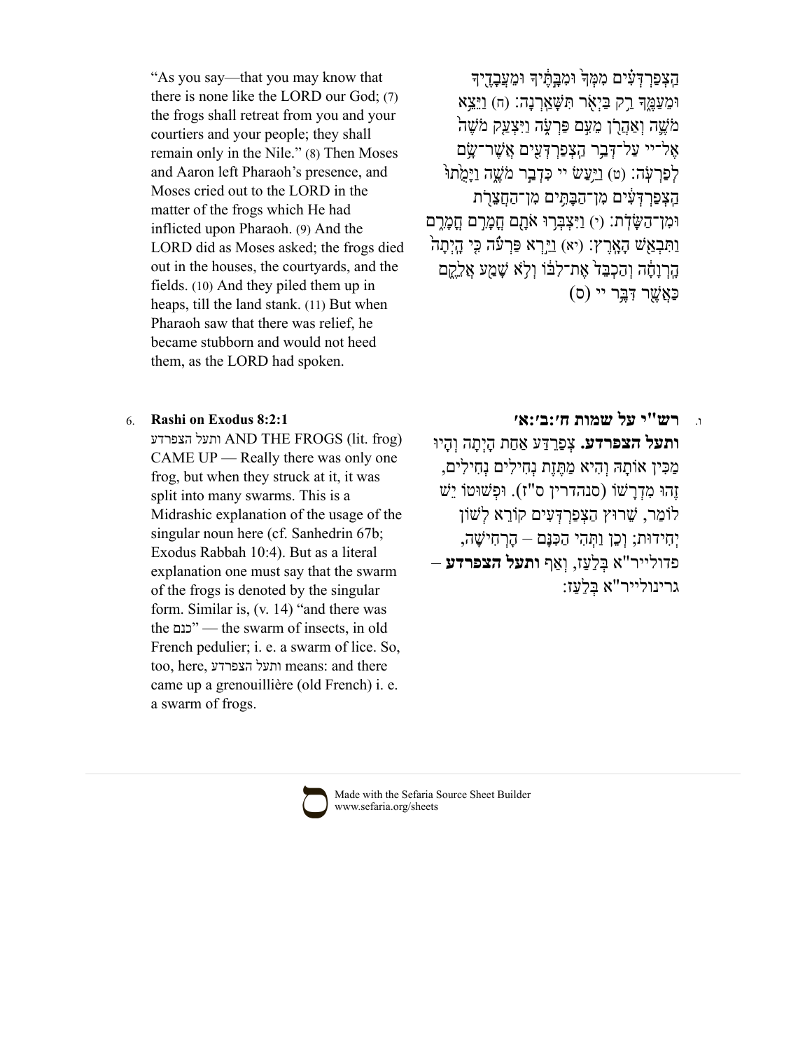הַצְפַרְדְּעִ֔ים מִמְּךָ֙ וּמִבָּתֶּ֔יךָ וּמֵעֲבָדֶ֖יךָ וּמֵעַמֶּ֑ךָ רַ֥ק בַּיְאֹ֖ר תִּשָּׁאַֽרְנָה׃ (ח) וַיֵּצֵ֥א מֹשֶׁ֛ה וְאַהֲרֹ֖ן מֵעִ֣ם פַּרְעֹ֑ה וַיִּצְעַ֤ק מֹשֶׁה֙ אֶל־יי עַל־דְּבַ֥ר הַֽצְפַרְדְּעִ֖ים אֲשֶׁר־שָׂ֥ם לְפַרְעֹֽה׃ (ט) וַיַּ֥עַשׂ יי כִּדְבַ֣ר מֹשֶׁ֑ה וַיָּמֻ֙תוּ֙ הַֽצְפַרְדְּעִ֔ים מִן־הַבָּתִּ֥ים מִן־הַחֲצֵרֹ֖ת וּמִן־הַשָּׂדֹֽת׃ (י) וַיִּצְבְּר֥וּ אֹתָ֖ם חֳמָרִ֣ם חֳמָרִ֑ם וַתִּבְאַ֖שׁ הָאָֽרֶץ׃ (יא) וַיַּ֣רְא פַּרְעֹ֗ה כִּ֤י הָֽיְתָה֙ הָֽרְוָחָ֔ה וְהַכְבֵּד֙ אֶת־לִבּ֔וֹ וְלֹ֥א שָׁמַ֖ע אֲלֵהֶ֑ם כַּאֲשֶׁ֖ר דִּבֶּ֥ר יי (ס)

"As you say—that you may know that there is none like the LORD our God; (7) the frogs shall retreat from you and your courtiers and your people; they shall remain only in the Nile." (8) Then Moses and Aaron left Pharaoh's presence, and Moses cried out to the LORD in the matter of the frogs which He had inflicted upon Pharaoh. (9) And the LORD did as Moses asked; the frogs died out in the houses, the courtyards, and the fields. (10) And they piled them up in heaps, till the land stank. (11) But when Pharaoh saw that there was relief, he became stubborn and would not heed them, as the LORD had spoken.

6. **רש"י על שמות ח׳:ב׳:א׳**

**ותעל הצפרדע.** צְפַרְדֵּעַ אַחַת הָיְתָה וְהָיוּ מַכִּין אוֹתָהּ וְהִיא מַתֶּזֶת נְחִילִים נְחִילִים, זֶהוּ מִדְרָשׁוֹ (סנהדרין ס"ז). וּפְשׁוּטוֹ יֵשׁ לוֹמַר, שֶׁרוּץ הַצְּפַרְדְּעִים קוֹרֵא לְשׁוֹן יְחִידוּת; וְכֵן וַתְּהִי הַכִּנָּם – הָרַחֲשָׁה, פדולייר"א בְּלַעַז, וְאַף **ותעל הצפרדע** – גרינולייר"א בְּלַעַז:

**Rashi on Exodus 8:2:1**

ותעל הצפרדע AND THE FROGS (lit. frog) CAME UP — Really there was only one frog, but when they struck at it, it was split into many swarms. This is a Midrashic explanation of the usage of the singular noun here (cf. Sanhedrin 67b; Exodus Rabbah 10:4). But as a literal explanation one must say that the swarm of the frogs is denoted by the singular form. Similar is, (v. 14) "and there was the כנם" — the swarm of insects, in old French pedulier; i. e. a swarm of lice. So, too, here, ותעל הצפרדע means: and there came up a grenouillière (old French) i. e. a swarm of frogs.